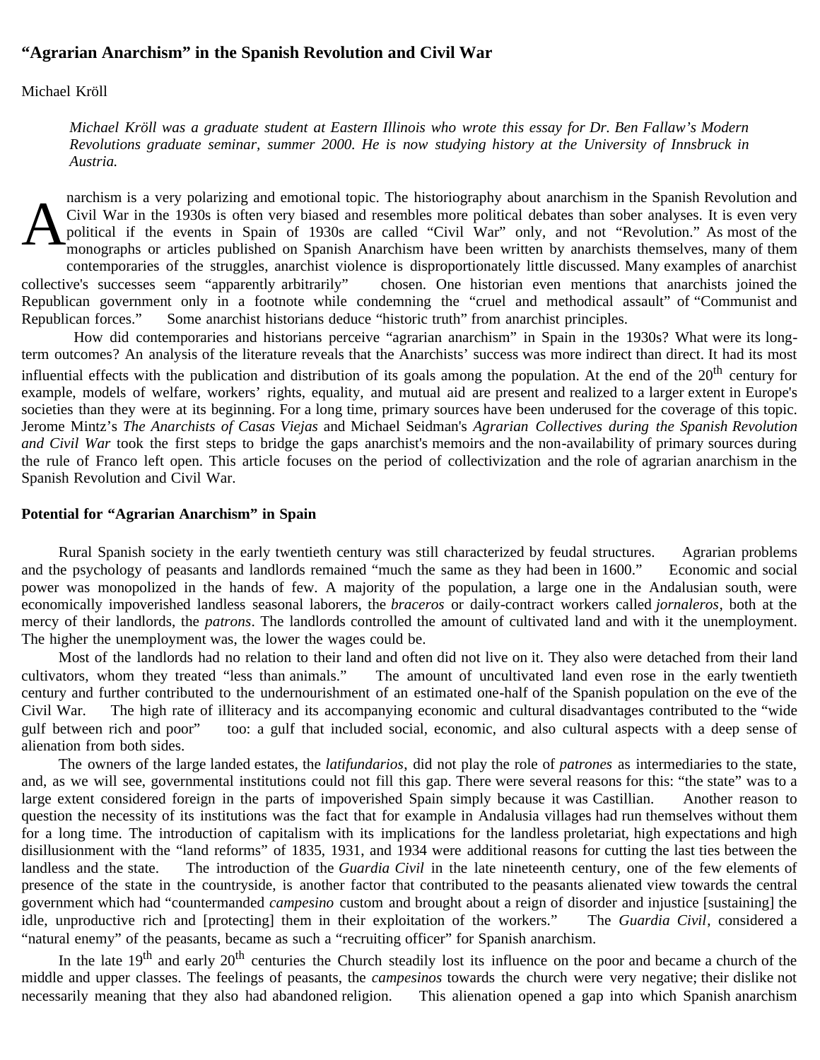# “Agrarian Anarchism” in the Spanish Revolution and Civil War

Michael Kröll

*Michael Kröll was a graduate student at Eastern Illinois who wrote this essay for Dr. Ben Fallaw’s Modern Revolutions graduate seminar, summer 2000. He is now studying history at the University of Innsbruck in Austria.*

Anarchism is a very polarizing and emotional topic. The historiography about anarchism in the Spanish Revolution and Civil War in the 1930s is often very biased and resembles more political debates than sober analyses. It is even very political if the events in Spain of 1930s are called “Civil War” only, and not “Revolution.” As most of the monographs or articles published on Spanish Anarchism have been written by anarchists themselves, many of them contemporaries of the struggles, anarchist violence is disproportionately little discussed. Many examples of anarchist collective's successes seem “apparently arbitrarily” chosen. One historian even mentions that anarchists joined the Republican government only in a footnote while condemning the “cruel and methodical assault” of “Communist and Republican forces.” Some anarchist historians deduce “historic truth” from anarchist principles.

How did contemporaries and historians perceive “agrarian anarchism” in Spain in the 1930s? What were its long-term outcomes? An analysis of the literature reveals that the Anarchists’ success was more indirect than direct. It had its most influential effects with the publication and distribution of its goals among the population. At the end of the 20th century for example, models of welfare, workers’ rights, equality, and mutual aid are present and realized to a larger extent in Europe's societies than they were at its beginning. For a long time, primary sources have been underused for the coverage of this topic. Jerome Mintz’s *The Anarchists of Casas Viejas* and Michael Seidman's *Agrarian Collectives during the Spanish Revolution and Civil War* took the first steps to bridge the gaps anarchist's memoirs and the non-availability of primary sources during the rule of Franco left open. This article focuses on the period of collectivization and the role of agrarian anarchism in the Spanish Revolution and Civil War.

## Potential for “Agrarian Anarchism” in Spain

Rural Spanish society in the early twentieth century was still characterized by feudal structures. Agrarian problems and the psychology of peasants and landlords remained “much the same as they had been in 1600.” Economic and social power was monopolized in the hands of few. A majority of the population, a large one in the Andalusian south, were economically impoverished landless seasonal laborers, the *braceros* or daily-contract workers called *jornaleros*, both at the mercy of their landlords, the *patrons*. The landlords controlled the amount of cultivated land and with it the unemployment. The higher the unemployment was, the lower the wages could be.

Most of the landlords had no relation to their land and often did not live on it. They also were detached from their land cultivators, whom they treated “less than animals.” The amount of uncultivated land even rose in the early twentieth century and further contributed to the undernourishment of an estimated one-half of the Spanish population on the eve of the Civil War. The high rate of illiteracy and its accompanying economic and cultural disadvantages contributed to the “wide gulf between rich and poor” too: a gulf that included social, economic, and also cultural aspects with a deep sense of alienation from both sides.

The owners of the large landed estates, the *latifundarios*, did not play the role of *patrones* as intermediaries to the state, and, as we will see, governmental institutions could not fill this gap. There were several reasons for this: “the state” was to a large extent considered foreign in the parts of impoverished Spain simply because it was Castillian. Another reason to question the necessity of its institutions was the fact that for example in Andalusia villages had run themselves without them for a long time. The introduction of capitalism with its implications for the landless proletariat, high expectations and high disillusionment with the “land reforms” of 1835, 1931, and 1934 were additional reasons for cutting the last ties between the landless and the state. The introduction of the *Guardia Civil* in the late nineteenth century, one of the few elements of presence of the state in the countryside, is another factor that contributed to the peasants alienated view towards the central government which had “countermanded *campesino* custom and brought about a reign of disorder and injustice [sustaining] the idle, unproductive rich and [protecting] them in their exploitation of the workers.” The *Guardia Civil*, considered a “natural enemy” of the peasants, became as such a “recruiting officer” for Spanish anarchism.

In the late 19th and early 20th centuries the Church steadily lost its influence on the poor and became a church of the middle and upper classes. The feelings of peasants, the *campesinos* towards the church were very negative; their dislike not necessarily meaning that they also had abandoned religion. This alienation opened a gap into which Spanish anarchism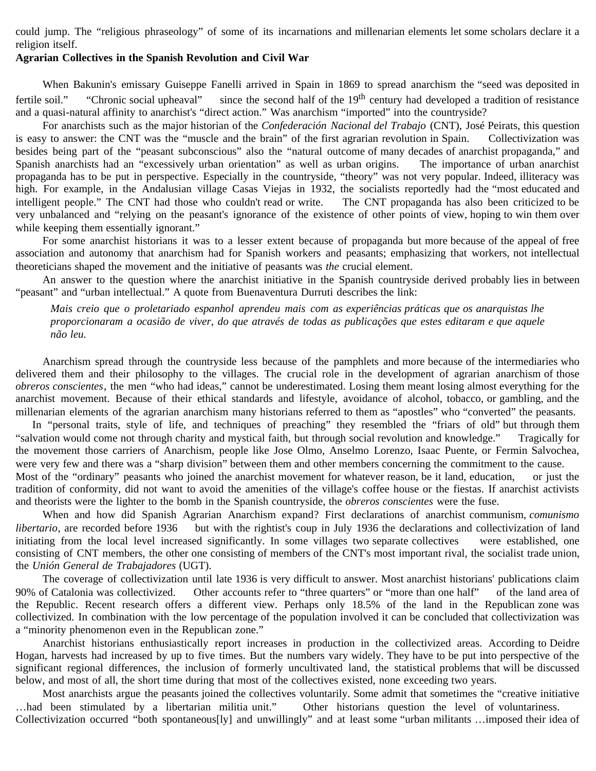could jump. The "religious phraseology" of some of its incarnations and millenarian elements let some scholars declare it a religion itself.

**Agrarian Collectives in the Spanish Revolution and Civil War**

When Bakunin's emissary Guiseppe Fanelli arrived in Spain in 1869 to spread anarchism the "seed was deposited in fertile soil." "Chronic social upheaval" since the second half of the 19th century had developed a tradition of resistance and a quasi-natural affinity to anarchist's "direct action." Was anarchism "imported" into the countryside?

For anarchists such as the major historian of the *Confederación Nacional del Trabajo* (CNT), José Peirats, this question is easy to answer: the CNT was the "muscle and the brain" of the first agrarian revolution in Spain. Collectivization was besides being part of the "peasant subconscious" also the "natural outcome of many decades of anarchist propaganda," and Spanish anarchists had an "excessively urban orientation" as well as urban origins. The importance of urban anarchist propaganda has to be put in perspective. Especially in the countryside, "theory" was not very popular. Indeed, illiteracy was high. For example, in the Andalusian village Casas Viejas in 1932, the socialists reportedly had the "most educated and intelligent people." The CNT had those who couldn't read or write. The CNT propaganda has also been criticized to be very unbalanced and "relying on the peasant's ignorance of the existence of other points of view, hoping to win them over while keeping them essentially ignorant."

For some anarchist historians it was to a lesser extent because of propaganda but more because of the appeal of free association and autonomy that anarchism had for Spanish workers and peasants; emphasizing that workers, not intellectual theoreticians shaped the movement and the initiative of peasants was *the* crucial element.

An answer to the question where the anarchist initiative in the Spanish countryside derived probably lies in between "peasant" and "urban intellectual." A quote from Buenaventura Durruti describes the link:

> *Mais creio que o proletariado espanhol aprendeu mais com as experiências práticas que os anarquistas lhe proporcionaram a ocasião de viver, do que através de todas as publicações que estes editaram e que aquele não leu.*

Anarchism spread through the countryside less because of the pamphlets and more because of the intermediaries who delivered them and their philosophy to the villages. The crucial role in the development of agrarian anarchism of those *obreros conscientes*, the men "who had ideas," cannot be underestimated. Losing them meant losing almost everything for the anarchist movement. Because of their ethical standards and lifestyle, avoidance of alcohol, tobacco, or gambling, and the millenarian elements of the agrarian anarchism many historians referred to them as "apostles" who "converted" the peasants.

In "personal traits, style of life, and techniques of preaching" they resembled the "friars of old" but through them "salvation would come not through charity and mystical faith, but through social revolution and knowledge." Tragically for the movement those carriers of Anarchism, people like Jose Olmo, Anselmo Lorenzo, Isaac Puente, or Fermin Salvochea, were very few and there was a "sharp division" between them and other members concerning the commitment to the cause. Most of the "ordinary" peasants who joined the anarchist movement for whatever reason, be it land, education, or just the tradition of conformity, did not want to avoid the amenities of the village's coffee house or the fiestas. If anarchist activists and theorists were the lighter to the bomb in the Spanish countryside, the *obreros conscientes* were the fuse.

When and how did Spanish Agrarian Anarchism expand? First declarations of anarchist communism, *comunismo libertario*, are recorded before 1936 but with the rightist's coup in July 1936 the declarations and collectivization of land initiating from the local level increased significantly. In some villages two separate collectives were established, one consisting of CNT members, the other one consisting of members of the CNT's most important rival, the socialist trade union, the *Unión General de Trabajadores* (UGT).

The coverage of collectivization until late 1936 is very difficult to answer. Most anarchist historians' publications claim 90% of Catalonia was collectivized. Other accounts refer to "three quarters" or "more than one half" of the land area of the Republic. Recent research offers a different view. Perhaps only 18.5% of the land in the Republican zone was collectivized. In combination with the low percentage of the population involved it can be concluded that collectivization was a "minority phenomenon even in the Republican zone."

Anarchist historians enthusiastically report increases in production in the collectivized areas. According to Deidre Hogan, harvests had increased by up to five times. But the numbers vary widely. They have to be put into perspective of the significant regional differences, the inclusion of formerly uncultivated land, the statistical problems that will be discussed below, and most of all, the short time during that most of the collectives existed, none exceeding two years.

Most anarchists argue the peasants joined the collectives voluntarily. Some admit that sometimes the "creative initiative …had been stimulated by a libertarian militia unit." Other historians question the level of voluntariness. Collectivization occurred "both spontaneous[ly] and unwillingly" and at least some "urban militants …imposed their idea of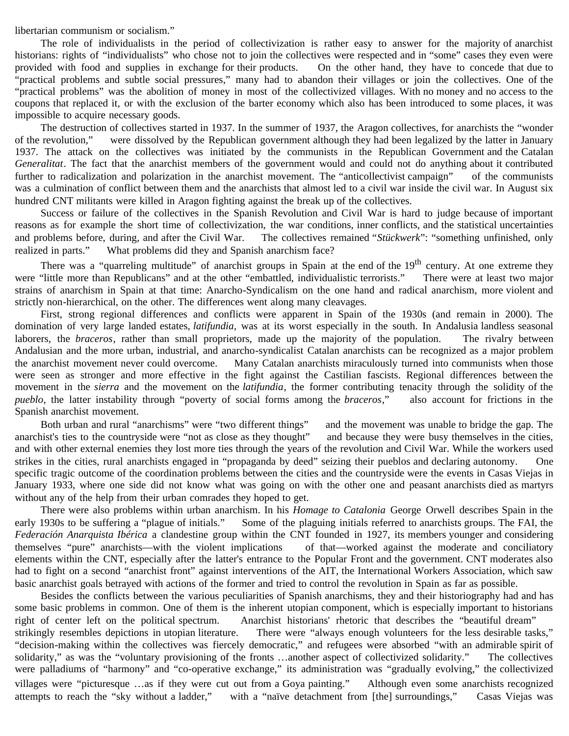libertarian communism or socialism."

The role of individualists in the period of collectivization is rather easy to answer for the majority of anarchist historians: rights of "individualists" who chose not to join the collectives were respected and in "some" cases they even were provided with food and supplies in exchange for their products. On the other hand, they have to concede that due to "practical problems and subtle social pressures," many had to abandon their villages or join the collectives. One of the "practical problems" was the abolition of money in most of the collectivized villages. With no money and no access to the coupons that replaced it, or with the exclusion of the barter economy which also has been introduced to some places, it was impossible to acquire necessary goods.

The destruction of collectives started in 1937. In the summer of 1937, the Aragon collectives, for anarchists the "wonder of the revolution," were dissolved by the Republican government although they had been legalized by the latter in January 1937. The attack on the collectives was initiated by the communists in the Republican Government and the Catalan *Generalitat*. The fact that the anarchist members of the government would and could not do anything about it contributed further to radicalization and polarization in the anarchist movement. The "anticollectivist campaign" of the communists was a culmination of conflict between them and the anarchists that almost led to a civil war inside the civil war. In August six hundred CNT militants were killed in Aragon fighting against the break up of the collectives.

Success or failure of the collectives in the Spanish Revolution and Civil War is hard to judge because of important reasons as for example the short time of collectivization, the war conditions, inner conflicts, and the statistical uncertainties and problems before, during, and after the Civil War. The collectives remained "*Stückwerk*": "something unfinished, only realized in parts." What problems did they and Spanish anarchism face?

There was a "quarreling multitude" of anarchist groups in Spain at the end of the 19th century. At one extreme they were "little more than Republicans" and at the other "embattled, individualistic terrorists." There were at least two major strains of anarchism in Spain at that time: Anarcho-Syndicalism on the one hand and radical anarchism, more violent and strictly non-hierarchical, on the other. The differences went along many cleavages.

First, strong regional differences and conflicts were apparent in Spain of the 1930s (and remain in 2000). The domination of very large landed estates, *latifundia*, was at its worst especially in the south. In Andalusia landless seasonal laborers, the *braceros*, rather than small proprietors, made up the majority of the population. The rivalry between Andalusian and the more urban, industrial, and anarcho-syndicalist Catalan anarchists can be recognized as a major problem the anarchist movement never could overcome. Many Catalan anarchists miraculously turned into communists when those were seen as stronger and more effective in the fight against the Castilian fascists. Regional differences between the movement in the *sierra* and the movement on the *latifundia*, the former contributing tenacity through the solidity of the *pueblo*, the latter instability through "poverty of social forms among the *braceros*," also account for frictions in the Spanish anarchist movement.

Both urban and rural "anarchisms" were "two different things" and the movement was unable to bridge the gap. The anarchist's ties to the countryside were "not as close as they thought" and because they were busy themselves in the cities, and with other external enemies they lost more ties through the years of the revolution and Civil War. While the workers used strikes in the cities, rural anarchists engaged in "propaganda by deed" seizing their pueblos and declaring autonomy. One specific tragic outcome of the coordination problems between the cities and the countryside were the events in Casas Viejas in January 1933, where one side did not know what was going on with the other one and peasant anarchists died as martyrs without any of the help from their urban comrades they hoped to get.

There were also problems within urban anarchism. In his *Homage to Catalonia* George Orwell describes Spain in the early 1930s to be suffering a "plague of initials." Some of the plaguing initials referred to anarchists groups. The FAI, the *Federación Anarquista Ibérica* a clandestine group within the CNT founded in 1927, its members younger and considering themselves "pure" anarchists—with the violent implications of that—worked against the moderate and conciliatory elements within the CNT, especially after the latter's entrance to the Popular Front and the government. CNT moderates also had to fight on a second "anarchist front" against interventions of the AIT, the International Workers Association, which saw basic anarchist goals betrayed with actions of the former and tried to control the revolution in Spain as far as possible.

Besides the conflicts between the various peculiarities of Spanish anarchisms, they and their historiography had and has some basic problems in common. One of them is the inherent utopian component, which is especially important to historians right of center left on the political spectrum. Anarchist historians' rhetoric that describes the "beautiful dream" strikingly resembles depictions in utopian literature. There were "always enough volunteers for the less desirable tasks," "decision-making within the collectives was fiercely democratic," and refugees were absorbed "with an admirable spirit of solidarity," as was the "voluntary provisioning of the fronts …another aspect of collectivized solidarity." The collectives were palladiums of "harmony" and "co-operative exchange," its administration was "gradually evolving," the collectivized villages were "picturesque …as if they were cut out from a Goya painting." Although even some anarchists recognized attempts to reach the "sky without a ladder," with a "naïve detachment from [the] surroundings," Casas Viejas was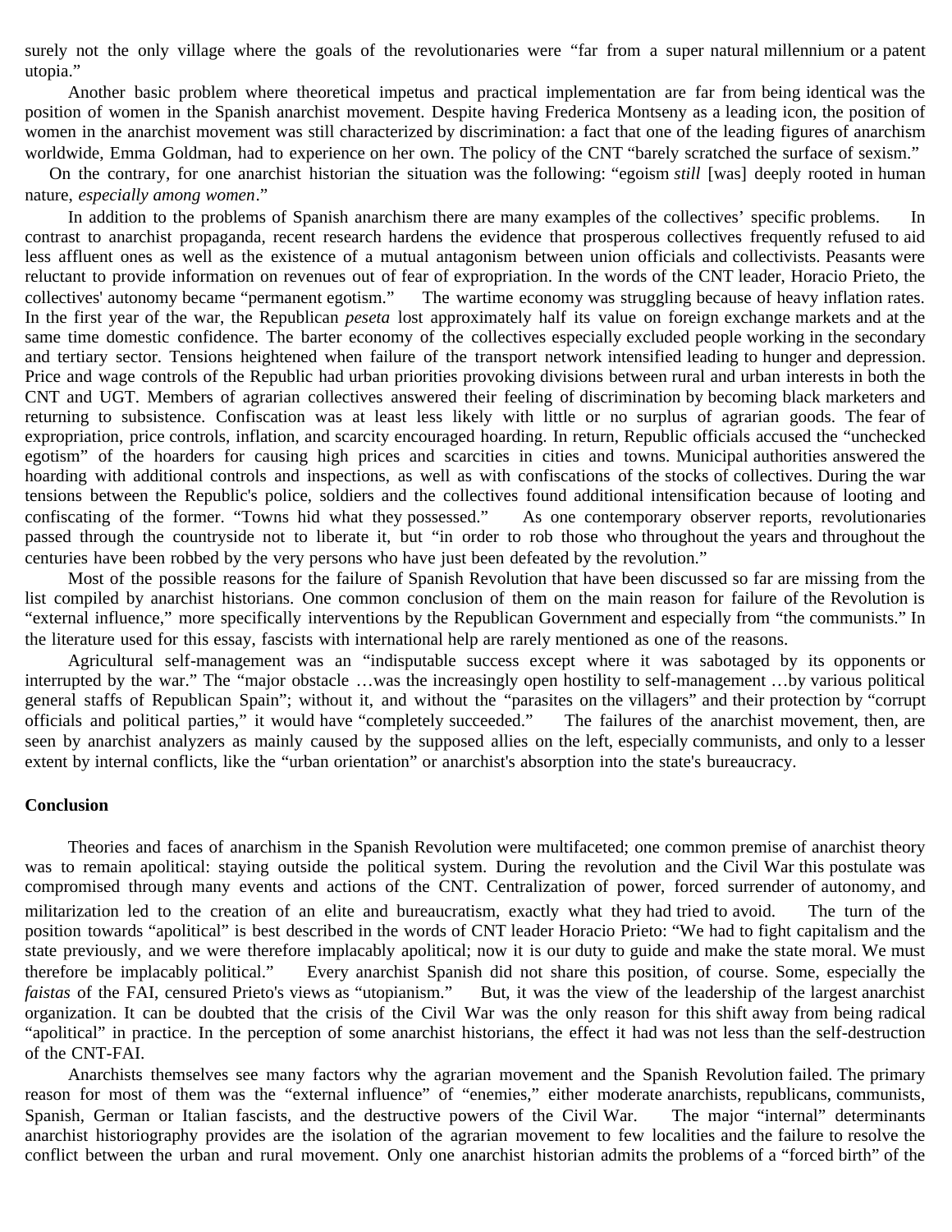surely not the only village where the goals of the revolutionaries were "far from a super natural millennium or a patent utopia."

Another basic problem where theoretical impetus and practical implementation are far from being identical was the position of women in the Spanish anarchist movement. Despite having Frederica Montseny as a leading icon, the position of women in the anarchist movement was still characterized by discrimination: a fact that one of the leading figures of anarchism worldwide, Emma Goldman, had to experience on her own. The policy of the CNT "barely scratched the surface of sexism." On the contrary, for one anarchist historian the situation was the following: "egoism *still* [was] deeply rooted in human nature, *especially among women*."

In addition to the problems of Spanish anarchism there are many examples of the collectives' specific problems. In contrast to anarchist propaganda, recent research hardens the evidence that prosperous collectives frequently refused to aid less affluent ones as well as the existence of a mutual antagonism between union officials and collectivists. Peasants were reluctant to provide information on revenues out of fear of expropriation. In the words of the CNT leader, Horacio Prieto, the collectives' autonomy became "permanent egotism." The wartime economy was struggling because of heavy inflation rates. In the first year of the war, the Republican *peseta* lost approximately half its value on foreign exchange markets and at the same time domestic confidence. The barter economy of the collectives especially excluded people working in the secondary and tertiary sector. Tensions heightened when failure of the transport network intensified leading to hunger and depression. Price and wage controls of the Republic had urban priorities provoking divisions between rural and urban interests in both the CNT and UGT. Members of agrarian collectives answered their feeling of discrimination by becoming black marketers and returning to subsistence. Confiscation was at least less likely with little or no surplus of agrarian goods. The fear of expropriation, price controls, inflation, and scarcity encouraged hoarding. In return, Republic officials accused the "unchecked egotism" of the hoarders for causing high prices and scarcities in cities and towns. Municipal authorities answered the hoarding with additional controls and inspections, as well as with confiscations of the stocks of collectives. During the war tensions between the Republic's police, soldiers and the collectives found additional intensification because of looting and confiscating of the former. "Towns hid what they possessed." As one contemporary observer reports, revolutionaries passed through the countryside not to liberate it, but "in order to rob those who throughout the years and throughout the centuries have been robbed by the very persons who have just been defeated by the revolution."

Most of the possible reasons for the failure of Spanish Revolution that have been discussed so far are missing from the list compiled by anarchist historians. One common conclusion of them on the main reason for failure of the Revolution is "external influence," more specifically interventions by the Republican Government and especially from "the communists." In the literature used for this essay, fascists with international help are rarely mentioned as one of the reasons.

Agricultural self-management was an "indisputable success except where it was sabotaged by its opponents or interrupted by the war." The "major obstacle …was the increasingly open hostility to self-management …by various political general staffs of Republican Spain"; without it, and without the "parasites on the villagers" and their protection by "corrupt officials and political parties," it would have "completely succeeded." The failures of the anarchist movement, then, are seen by anarchist analyzers as mainly caused by the supposed allies on the left, especially communists, and only to a lesser extent by internal conflicts, like the "urban orientation" or anarchist's absorption into the state's bureaucracy.

**Conclusion**

Theories and faces of anarchism in the Spanish Revolution were multifaceted; one common premise of anarchist theory was to remain apolitical: staying outside the political system. During the revolution and the Civil War this postulate was compromised through many events and actions of the CNT. Centralization of power, forced surrender of autonomy, and militarization led to the creation of an elite and bureaucratism, exactly what they had tried to avoid. The turn of the position towards "apolitical" is best described in the words of CNT leader Horacio Prieto: "We had to fight capitalism and the state previously, and we were therefore implacably apolitical; now it is our duty to guide and make the state moral. We must therefore be implacably political." Every anarchist Spanish did not share this position, of course. Some, especially the *faistas* of the FAI, censured Prieto's views as "utopianism." But, it was the view of the leadership of the largest anarchist organization. It can be doubted that the crisis of the Civil War was the only reason for this shift away from being radical "apolitical" in practice. In the perception of some anarchist historians, the effect it had was not less than the self-destruction of the CNT-FAI.

Anarchists themselves see many factors why the agrarian movement and the Spanish Revolution failed. The primary reason for most of them was the "external influence" of "enemies," either moderate anarchists, republicans, communists, Spanish, German or Italian fascists, and the destructive powers of the Civil War. The major "internal" determinants anarchist historiography provides are the isolation of the agrarian movement to few localities and the failure to resolve the conflict between the urban and rural movement. Only one anarchist historian admits the problems of a "forced birth" of the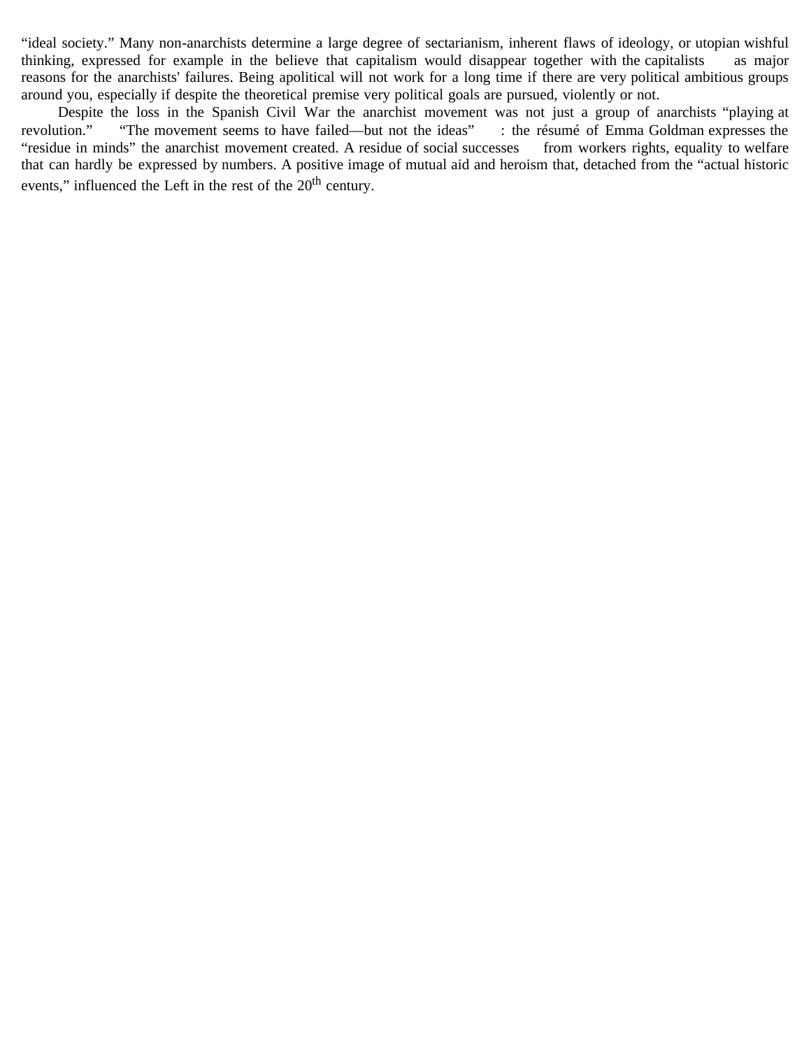"ideal society." Many non-anarchists determine a large degree of sectarianism, inherent flaws of ideology, or utopian wishful thinking, expressed for example in the believe that capitalism would disappear together with the capitalists as major reasons for the anarchists' failures. Being apolitical will not work for a long time if there are very political ambitious groups around you, especially if despite the theoretical premise very political goals are pursued, violently or not.

Despite the loss in the Spanish Civil War the anarchist movement was not just a group of anarchists "playing at revolution." "The movement seems to have failed—but not the ideas" : the résumé of Emma Goldman expresses the "residue in minds" the anarchist movement created. A residue of social successes from workers rights, equality to welfare that can hardly be expressed by numbers. A positive image of mutual aid and heroism that, detached from the "actual historic events," influenced the Left in the rest of the 20th century.